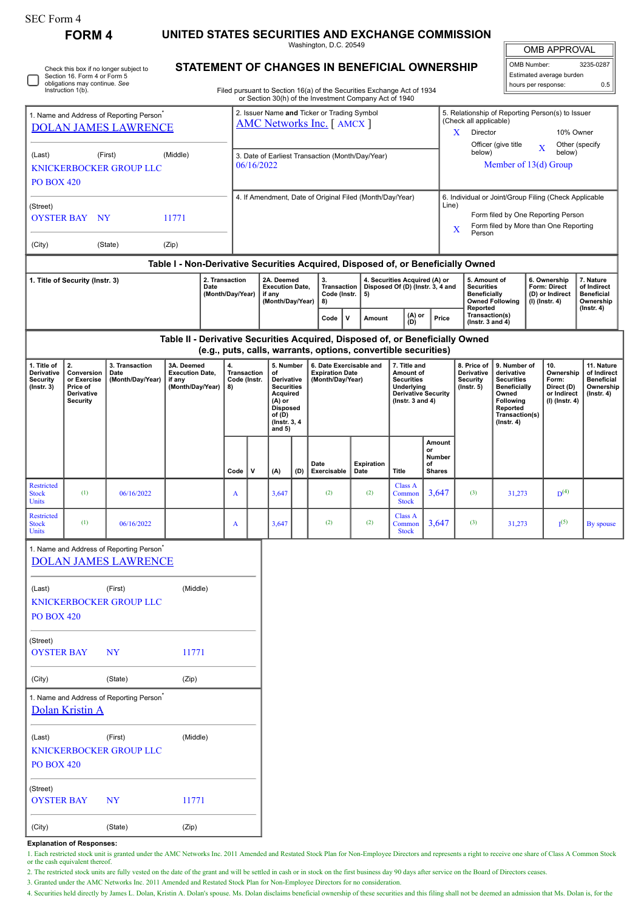SEC Form 4

# FORM 4

## UNITED STATES SECURITIES AND EXCHANGE COMMISSION

Washington, D.C. 20549

Check this box if no longer subject to Section 16. Form 4 or Form 5 obligations may continue. See Instruction 1(b).

## STATEMENT OF CHANGES IN BENEFICIAL OWNERSHIP

Filed pursuant to Section 16(a) of the Securities Exchange Act of 1934 or Section 30(h) of the Investment Company Act of 1940

| OMB APPROVAL | |
|---|---|
| OMB Number: | 3235-0287 |
| Estimated average burden | |
| hours per response: | 0.5 |

1. Name and Address of Reporting Person*
DOLAN JAMES LAWRENCE

(Last) (First) (Middle)
KNICKERBOCKER GROUP LLC
PO BOX 420

(Street)
OYSTER BAY NY 11771

(City) (State) (Zip)

2. Issuer Name and Ticker or Trading Symbol
AMC Networks Inc. [ AMCX ]

3. Date of Earliest Transaction (Month/Day/Year)
06/16/2022

4. If Amendment, Date of Original Filed (Month/Day/Year)

5. Relationship of Reporting Person(s) to Issuer (Check all applicable)
X Director
10% Owner
Officer (give title below)
X Other (specify below)
Member of 13(d) Group

6. Individual or Joint/Group Filing (Check Applicable Line)
Form filed by One Reporting Person
X Form filed by More than One Reporting Person

### Table I - Non-Derivative Securities Acquired, Disposed of, or Beneficially Owned

| 1. Title of Security (Instr. 3) | 2. Transaction Date (Month/Day/Year) | 2A. Deemed Execution Date, if any (Month/Day/Year) | 3. Transaction Code (Instr. 8) | | 4. Securities Acquired (A) or Disposed Of (D) (Instr. 3, 4 and 5) | | | 5. Amount of Securities Beneficially Owned Following Reported Transaction(s) (Instr. 3 and 4) | 6. Ownership Form: Direct (D) or Indirect (I) (Instr. 4) | 7. Nature of Indirect Beneficial Ownership (Instr. 4) |
|---|---|---|---|---|---|---|---|---|---|---|
| | | | Code | V | Amount | (A) or (D) | Price | | | |

### Table II - Derivative Securities Acquired, Disposed of, or Beneficially Owned (e.g., puts, calls, warrants, options, convertible securities)

| 1. Title of Derivative Security (Instr. 3) | 2. Conversion or Exercise Price of Derivative Security | 3. Transaction Date (Month/Day/Year) | 3A. Deemed Execution Date, if any (Month/Day/Year) | 4. Transaction Code (Instr. 8) | | 5. Number of Derivative Securities Acquired (A) or Disposed of (D) (Instr. 3, 4 and 5) | | 6. Date Exercisable and Expiration Date (Month/Day/Year) | | 7. Title and Amount of Securities Underlying Derivative Security (Instr. 3 and 4) | | 8. Price of Derivative Security (Instr. 5) | 9. Number of derivative Securities Beneficially Owned Following Reported Transaction(s) (Instr. 4) | 10. Ownership Form: Direct (D) or Indirect (I) (Instr. 4) | 11. Nature of Indirect Beneficial Ownership (Instr. 4) |
|---|---|---|---|---|---|---|---|---|---|---|---|---|---|---|---|
| | | | | Code | V | (A) | (D) | Date Exercisable | Expiration Date | Title | Amount or Number of Shares | | | | |
| Restricted Stock Units | (1) | 06/16/2022 | | A | | 3,647 | | (2) | (2) | Class A Common Stock | 3,647 | (3) | 31,273 | D(4) | |
| Restricted Stock Units | (1) | 06/16/2022 | | A | | 3,647 | | (2) | (2) | Class A Common Stock | 3,647 | (3) | 31,273 | I(5) | By spouse |

1. Name and Address of Reporting Person*
DOLAN JAMES LAWRENCE

(Last) (First) (Middle)
KNICKERBOCKER GROUP LLC
PO BOX 420

(Street)
OYSTER BAY NY 11771

(City) (State) (Zip)

1. Name and Address of Reporting Person*
Dolan Kristin A

(Last) (First) (Middle)
KNICKERBOCKER GROUP LLC
PO BOX 420

(Street)
OYSTER BAY NY 11771

(City) (State) (Zip)

**Explanation of Responses:**

1. Each restricted stock unit is granted under the AMC Networks Inc. 2011 Amended and Restated Stock Plan for Non-Employee Directors and represents a right to receive one share of Class A Common Stock or the cash equivalent thereof.
2. The restricted stock units are fully vested on the date of the grant and will be settled in cash or in stock on the first business day 90 days after service on the Board of Directors ceases.
3. Granted under the AMC Networks Inc. 2011 Amended and Restated Stock Plan for Non-Employee Directors for no consideration.
4. Securities held directly by James L. Dolan, Kristin A. Dolan's spouse. Ms. Dolan disclaims beneficial ownership of these securities and this filing shall not be deemed an admission that Ms. Dolan is, for the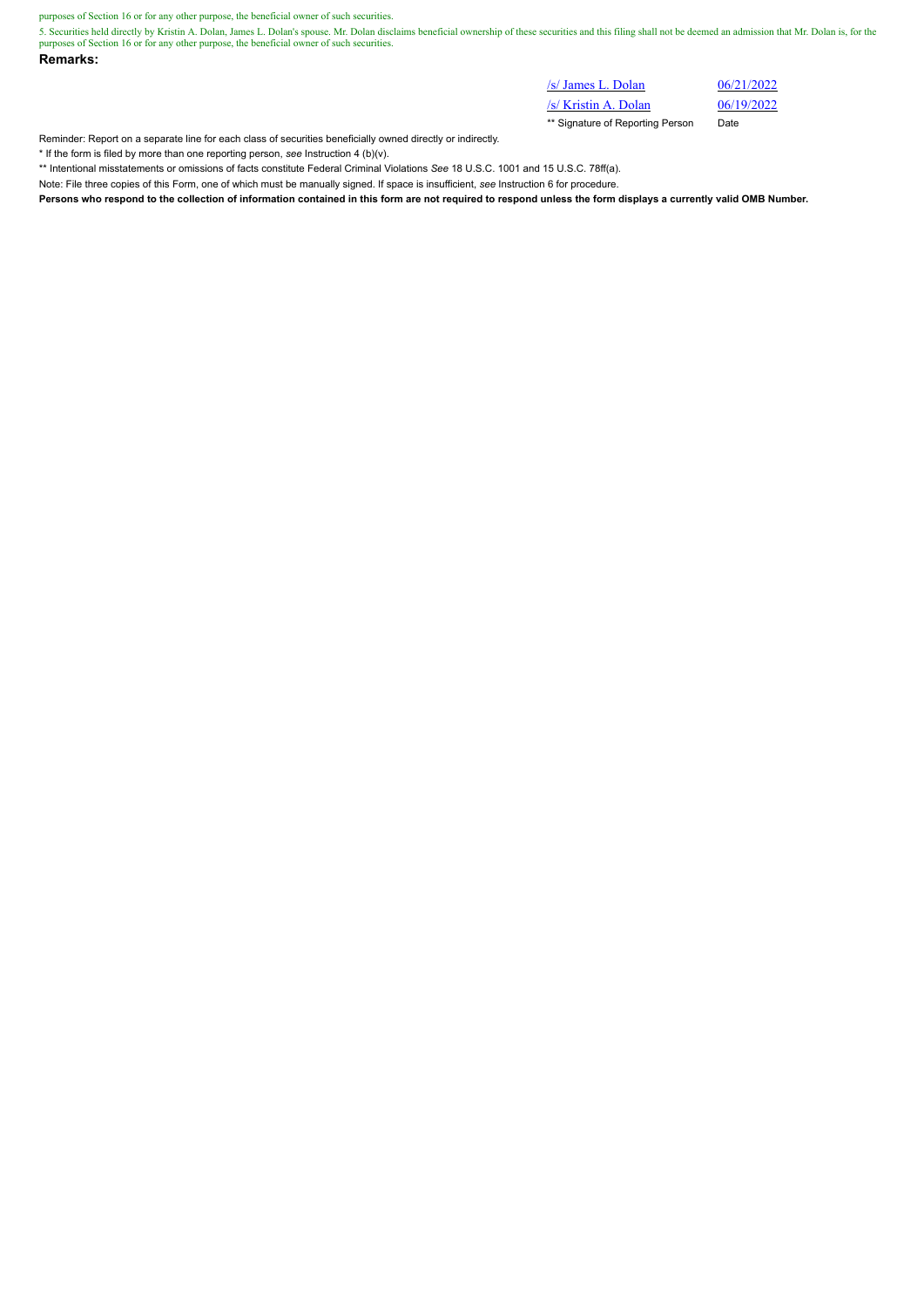purposes of Section 16 or for any other purpose, the beneficial owner of such securities.

5. Securities held directly by Kristin A. Dolan, James L. Dolan's spouse. Mr. Dolan disclaims beneficial ownership of these securities and this filing shall not be deemed an admission that Mr. Dolan is, for the purposes of Section 16 or for any other purpose, the beneficial owner of such securities.

**Remarks:**

| | |
|---|---|
| /s/ James L. Dolan | 06/21/2022 |
| /s/ Kristin A. Dolan | 06/19/2022 |
| ** Signature of Reporting Person | Date |

Reminder: Report on a separate line for each class of securities beneficially owned directly or indirectly.

* If the form is filed by more than one reporting person, *see* Instruction 4 (b)(v).

** Intentional misstatements or omissions of facts constitute Federal Criminal Violations *See* 18 U.S.C. 1001 and 15 U.S.C. 78ff(a).

Note: File three copies of this Form, one of which must be manually signed. If space is insufficient, *see* Instruction 6 for procedure.

**Persons who respond to the collection of information contained in this form are not required to respond unless the form displays a currently valid OMB Number.**